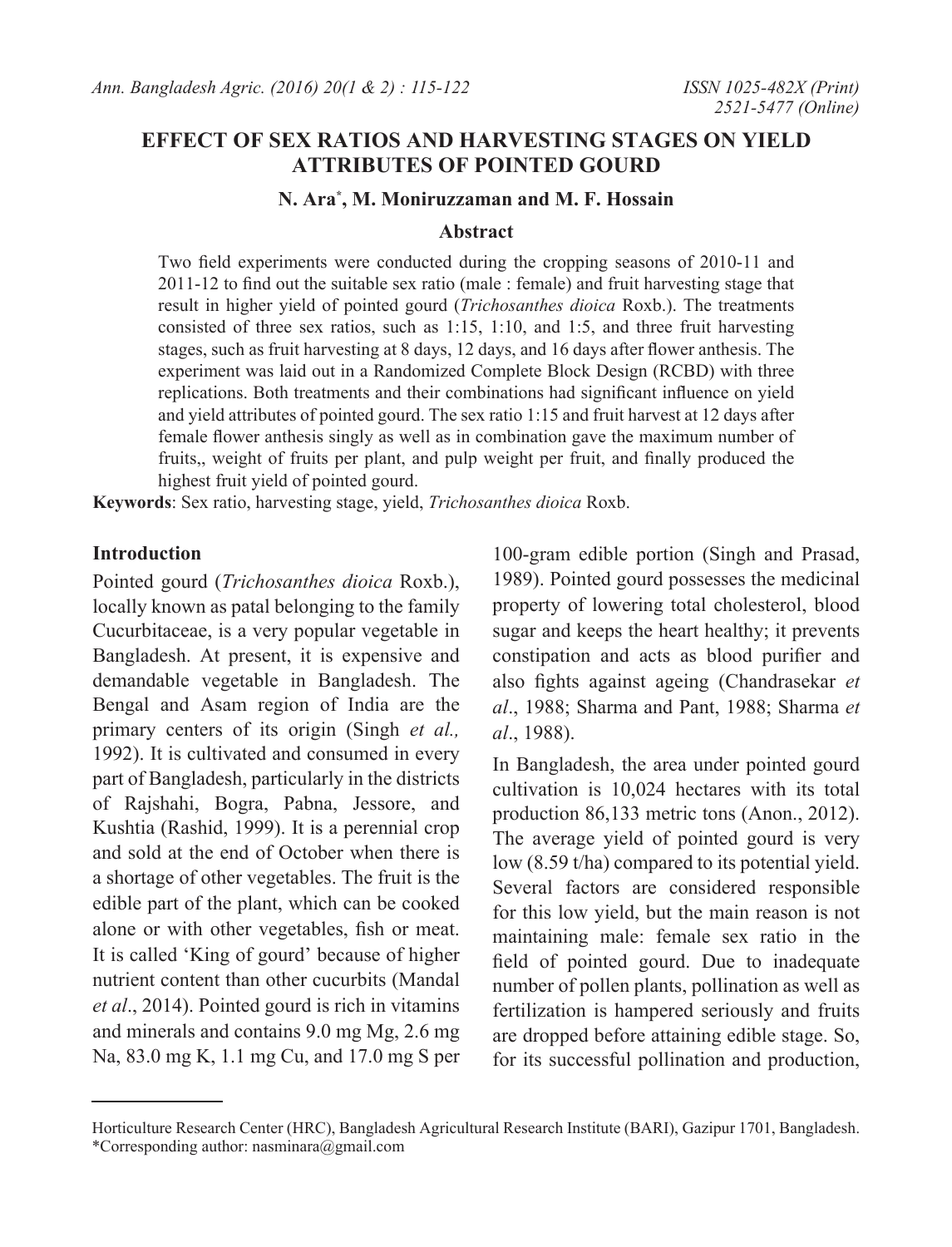# EFFECT OF SEX RATIOS AND HARVESTING STAGES ON YIELD ATTRIBUTES OF POINTED GOURD

**N. Ara[*], M. Moniruzzaman and M. F. Hossain**

## Abstract

Two field experiments were conducted during the cropping seasons of 2010-11 and 2011-12 to find out the suitable sex ratio (male : female) and fruit harvesting stage that result in higher yield of pointed gourd (*Trichosanthes dioica* Roxb.). The treatments consisted of three sex ratios, such as 1:15, 1:10, and 1:5, and three fruit harvesting stages, such as fruit harvesting at 8 days, 12 days, and 16 days after flower anthesis. The experiment was laid out in a Randomized Complete Block Design (RCBD) with three replications. Both treatments and their combinations had significant influence on yield and yield attributes of pointed gourd. The sex ratio 1:15 and fruit harvest at 12 days after female flower anthesis singly as well as in combination gave the maximum number of fruits,, weight of fruits per plant, and pulp weight per fruit, and finally produced the highest fruit yield of pointed gourd.

**Keywords**: Sex ratio, harvesting stage, yield, *Trichosanthes dioica* Roxb.

## Introduction

Pointed gourd (*Trichosanthes dioica* Roxb.), locally known as patal belonging to the family Cucurbitaceae, is a very popular vegetable in Bangladesh. At present, it is expensive and demandable vegetable in Bangladesh. The Bengal and Asam region of India are the primary centers of its origin (Singh *et al.,* 1992). It is cultivated and consumed in every part of Bangladesh, particularly in the districts of Rajshahi, Bogra, Pabna, Jessore, and Kushtia (Rashid, 1999). It is a perennial crop and sold at the end of October when there is a shortage of other vegetables. The fruit is the edible part of the plant, which can be cooked alone or with other vegetables, fish or meat. It is called 'King of gourd' because of higher nutrient content than other cucurbits (Mandal *et al*., 2014). Pointed gourd is rich in vitamins and minerals and contains 9.0 mg Mg, 2.6 mg Na, 83.0 mg K, 1.1 mg Cu, and 17.0 mg S per 100-gram edible portion (Singh and Prasad, 1989). Pointed gourd possesses the medicinal property of lowering total cholesterol, blood sugar and keeps the heart healthy; it prevents constipation and acts as blood purifier and also fights against ageing (Chandrasekar *et al*., 1988; Sharma and Pant, 1988; Sharma *et al*., 1988).

In Bangladesh, the area under pointed gourd cultivation is 10,024 hectares with its total production 86,133 metric tons (Anon., 2012). The average yield of pointed gourd is very low (8.59 t/ha) compared to its potential yield. Several factors are considered responsible for this low yield, but the main reason is not maintaining male: female sex ratio in the field of pointed gourd. Due to inadequate number of pollen plants, pollination as well as fertilization is hampered seriously and fruits are dropped before attaining edible stage. So, for its successful pollination and production,

---

Horticulture Research Center (HRC), Bangladesh Agricultural Research Institute (BARI), Gazipur 1701, Bangladesh.
*Corresponding author: nasminara@gmail.com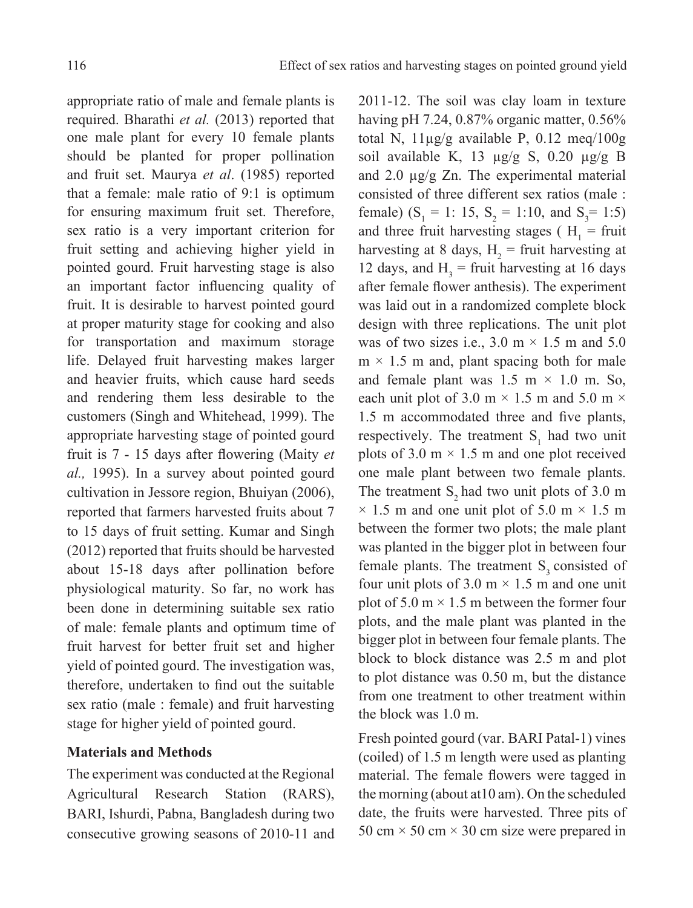appropriate ratio of male and female plants is required. Bharathi *et al.* (2013) reported that one male plant for every 10 female plants should be planted for proper pollination and fruit set. Maurya *et al*. (1985) reported that a female: male ratio of 9:1 is optimum for ensuring maximum fruit set. Therefore, sex ratio is a very important criterion for fruit setting and achieving higher yield in pointed gourd. Fruit harvesting stage is also an important factor influencing quality of fruit. It is desirable to harvest pointed gourd at proper maturity stage for cooking and also for transportation and maximum storage life. Delayed fruit harvesting makes larger and heavier fruits, which cause hard seeds and rendering them less desirable to the customers (Singh and Whitehead, 1999). The appropriate harvesting stage of pointed gourd fruit is 7 - 15 days after flowering (Maity *et al.,* 1995). In a survey about pointed gourd cultivation in Jessore region, Bhuiyan (2006), reported that farmers harvested fruits about 7 to 15 days of fruit setting. Kumar and Singh (2012) reported that fruits should be harvested about 15-18 days after pollination before physiological maturity. So far, no work has been done in determining suitable sex ratio of male: female plants and optimum time of fruit harvest for better fruit set and higher yield of pointed gourd. The investigation was, therefore, undertaken to find out the suitable sex ratio (male : female) and fruit harvesting stage for higher yield of pointed gourd.

## Materials and Methods

The experiment was conducted at the Regional Agricultural Research Station (RARS), BARI, Ishurdi, Pabna, Bangladesh during two consecutive growing seasons of 2010-11 and 2011-12. The soil was clay loam in texture having pH 7.24, 0.87% organic matter, 0.56% total N, 11µg/g available P, 0.12 meq/100g soil available K, 13 µg/g S, 0.20 µg/g B and 2.0 µg/g Zn. The experimental material consisted of three different sex ratios (male : female) ($S_1$ = 1: 15, $S_2$ = 1:10, and $S_3$= 1:5) and three fruit harvesting stages ( $H_1$ = fruit harvesting at 8 days, $H_2$ = fruit harvesting at 12 days, and $H_3$ = fruit harvesting at 16 days after female flower anthesis). The experiment was laid out in a randomized complete block design with three replications. The unit plot was of two sizes i.e., 3.0 m × 1.5 m and 5.0 m × 1.5 m and, plant spacing both for male and female plant was 1.5 m × 1.0 m. So, each unit plot of 3.0 m × 1.5 m and 5.0 m × 1.5 m accommodated three and five plants, respectively. The treatment $S_1$ had two unit plots of 3.0 m × 1.5 m and one plot received one male plant between two female plants. The treatment $S_2$ had two unit plots of 3.0 m × 1.5 m and one unit plot of 5.0 m × 1.5 m between the former two plots; the male plant was planted in the bigger plot in between four female plants. The treatment $S_3$ consisted of four unit plots of 3.0 m × 1.5 m and one unit plot of 5.0 m × 1.5 m between the former four plots, and the male plant was planted in the bigger plot in between four female plants. The block to block distance was 2.5 m and plot to plot distance was 0.50 m, but the distance from one treatment to other treatment within the block was 1.0 m.

Fresh pointed gourd (var. BARI Patal-1) vines (coiled) of 1.5 m length were used as planting material. The female flowers were tagged in the morning (about at10 am). On the scheduled date, the fruits were harvested. Three pits of 50 cm × 50 cm × 30 cm size were prepared in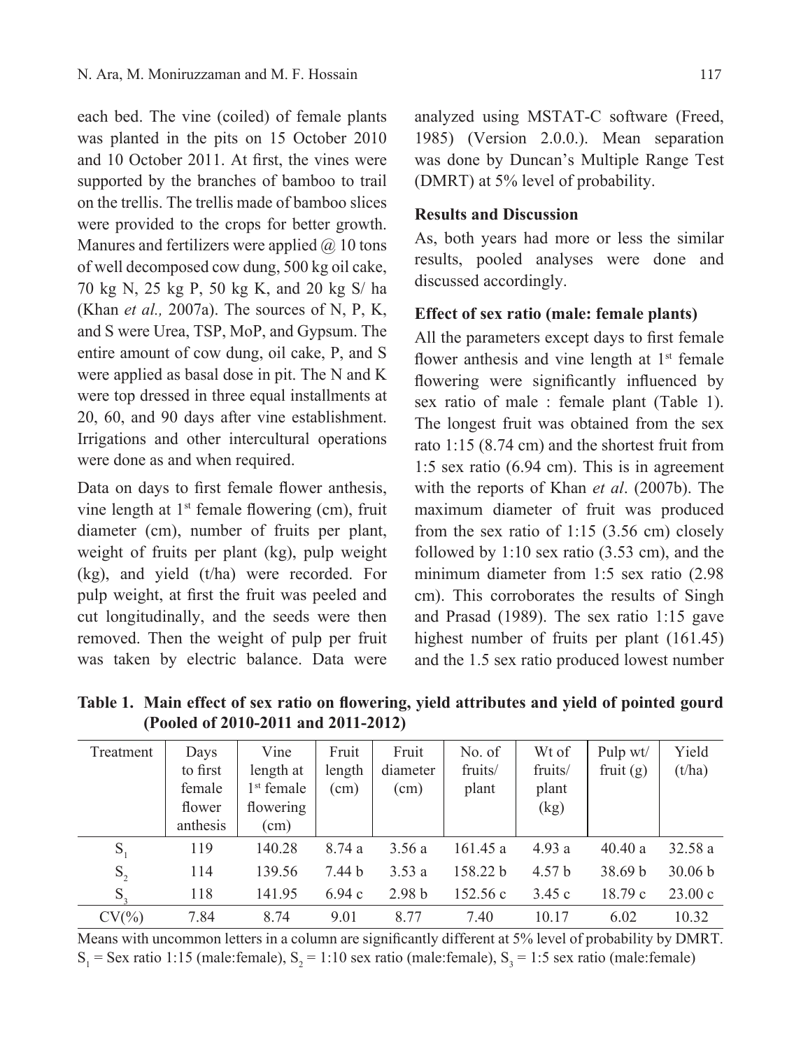each bed. The vine (coiled) of female plants was planted in the pits on 15 October 2010 and 10 October 2011. At first, the vines were supported by the branches of bamboo to trail on the trellis. The trellis made of bamboo slices were provided to the crops for better growth. Manures and fertilizers were applied @ 10 tons of well decomposed cow dung, 500 kg oil cake, 70 kg N, 25 kg P, 50 kg K, and 20 kg S/ ha (Khan *et al.,* 2007a). The sources of N, P, K, and S were Urea, TSP, MoP, and Gypsum. The entire amount of cow dung, oil cake, P, and S were applied as basal dose in pit. The N and K were top dressed in three equal installments at 20, 60, and 90 days after vine establishment. Irrigations and other intercultural operations were done as and when required.

Data on days to first female flower anthesis, vine length at 1st female flowering (cm), fruit diameter (cm), number of fruits per plant, weight of fruits per plant (kg), pulp weight (kg), and yield (t/ha) were recorded. For pulp weight, at first the fruit was peeled and cut longitudinally, and the seeds were then removed. Then the weight of pulp per fruit was taken by electric balance. Data were analyzed using MSTAT-C software (Freed, 1985) (Version 2.0.0.). Mean separation was done by Duncan's Multiple Range Test (DMRT) at 5% level of probability.

## Results and Discussion

As, both years had more or less the similar results, pooled analyses were done and discussed accordingly.

### Effect of sex ratio (male: female plants)

All the parameters except days to first female flower anthesis and vine length at 1st female flowering were significantly influenced by sex ratio of male : female plant (Table 1). The longest fruit was obtained from the sex rato 1:15 (8.74 cm) and the shortest fruit from 1:5 sex ratio (6.94 cm). This is in agreement with the reports of Khan *et al*. (2007b). The maximum diameter of fruit was produced from the sex ratio of 1:15 (3.56 cm) closely followed by 1:10 sex ratio (3.53 cm), and the minimum diameter from 1:5 sex ratio (2.98 cm). This corroborates the results of Singh and Prasad (1989). The sex ratio 1:15 gave highest number of fruits per plant (161.45) and the 1.5 sex ratio produced lowest number

**Table 1. Main effect of sex ratio on flowering, yield attributes and yield of pointed gourd (Pooled of 2010-2011 and 2011-2012)**

| Treatment | Days to first female flower anthesis | Vine length at 1st female flowering (cm) | Fruit length (cm) | Fruit diameter (cm) | No. of fruits/ plant | Wt of fruits/ plant (kg) | Pulp wt/ fruit (g) | Yield (t/ha) |
|---|---|---|---|---|---|---|---|---|
| $S_1$ | 119 | 140.28 | 8.74 a | 3.56 a | 161.45 a | 4.93 a | 40.40 a | 32.58 a |
| $S_2$ | 114 | 139.56 | 7.44 b | 3.53 a | 158.22 b | 4.57 b | 38.69 b | 30.06 b |
| $S_3$ | 118 | 141.95 | 6.94 c | 2.98 b | 152.56 c | 3.45 c | 18.79 c | 23.00 c |
| CV(%) | 7.84 | 8.74 | 9.01 | 8.77 | 7.40 | 10.17 | 6.02 | 10.32 |

Means with uncommon letters in a column are significantly different at 5% level of probability by DMRT. $S_1$ = Sex ratio 1:15 (male:female), $S_2$ = 1:10 sex ratio (male:female), $S_3$ = 1:5 sex ratio (male:female)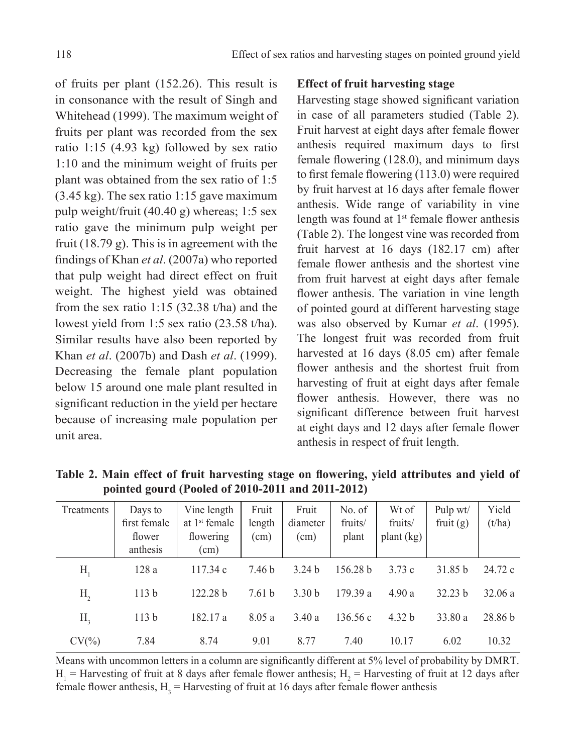of fruits per plant (152.26). This result is in consonance with the result of Singh and Whitehead (1999). The maximum weight of fruits per plant was recorded from the sex ratio 1:15 (4.93 kg) followed by sex ratio 1:10 and the minimum weight of fruits per plant was obtained from the sex ratio of 1:5 (3.45 kg). The sex ratio 1:15 gave maximum pulp weight/fruit (40.40 g) whereas; 1:5 sex ratio gave the minimum pulp weight per fruit (18.79 g). This is in agreement with the findings of Khan *et al*. (2007a) who reported that pulp weight had direct effect on fruit weight. The highest yield was obtained from the sex ratio 1:15 (32.38 t/ha) and the lowest yield from 1:5 sex ratio (23.58 t/ha). Similar results have also been reported by Khan *et al*. (2007b) and Dash *et al*. (1999). Decreasing the female plant population below 15 around one male plant resulted in significant reduction in the yield per hectare because of increasing male population per unit area.

**Effect of fruit harvesting stage**

Harvesting stage showed significant variation in case of all parameters studied (Table 2). Fruit harvest at eight days after female flower anthesis required maximum days to first female flowering (128.0), and minimum days to first female flowering (113.0) were required by fruit harvest at 16 days after female flower anthesis. Wide range of variability in vine length was found at 1st female flower anthesis (Table 2). The longest vine was recorded from fruit harvest at 16 days (182.17 cm) after female flower anthesis and the shortest vine from fruit harvest at eight days after female flower anthesis. The variation in vine length of pointed gourd at different harvesting stage was also observed by Kumar *et al*. (1995). The longest fruit was recorded from fruit harvested at 16 days (8.05 cm) after female flower anthesis and the shortest fruit from harvesting of fruit at eight days after female flower anthesis. However, there was no significant difference between fruit harvest at eight days and 12 days after female flower anthesis in respect of fruit length.

**Table 2. Main effect of fruit harvesting stage on flowering, yield attributes and yield of pointed gourd (Pooled of 2010-2011 and 2011-2012)**

| Treatments | Days to first female flower anthesis | Vine length at 1st female flowering (cm) | Fruit length (cm) | Fruit diameter (cm) | No. of fruits/ plant | Wt of fruits/ plant (kg) | Pulp wt/ fruit (g) | Yield (t/ha) |
|---|---|---|---|---|---|---|---|---|
| $H_1$ | 128 a | 117.34 c | 7.46 b | 3.24 b | 156.28 b | 3.73 c | 31.85 b | 24.72 c |
| $H_2$ | 113 b | 122.28 b | 7.61 b | 3.30 b | 179.39 a | 4.90 a | 32.23 b | 32.06 a |
| $H_3$ | 113 b | 182.17 a | 8.05 a | 3.40 a | 136.56 c | 4.32 b | 33.80 a | 28.86 b |
| CV(%) | 7.84 | 8.74 | 9.01 | 8.77 | 7.40 | 10.17 | 6.02 | 10.32 |

Means with uncommon letters in a column are significantly different at 5% level of probability by DMRT. $H_1$ = Harvesting of fruit at 8 days after female flower anthesis; $H_2$ = Harvesting of fruit at 12 days after female flower anthesis, $H_3$ = Harvesting of fruit at 16 days after female flower anthesis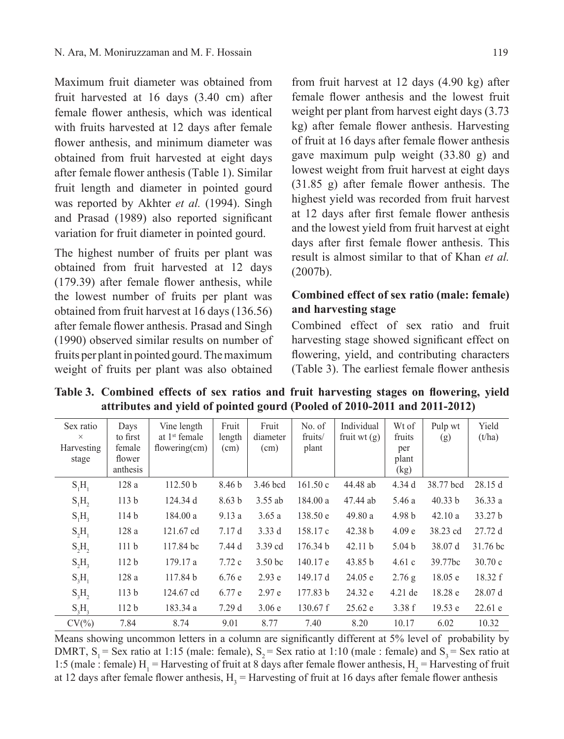Maximum fruit diameter was obtained from fruit harvested at 16 days (3.40 cm) after female flower anthesis, which was identical with fruits harvested at 12 days after female flower anthesis, and minimum diameter was obtained from fruit harvested at eight days after female flower anthesis (Table 1). Similar fruit length and diameter in pointed gourd was reported by Akhter *et al.* (1994). Singh and Prasad (1989) also reported significant variation for fruit diameter in pointed gourd.

The highest number of fruits per plant was obtained from fruit harvested at 12 days (179.39) after female flower anthesis, while the lowest number of fruits per plant was obtained from fruit harvest at 16 days (136.56) after female flower anthesis. Prasad and Singh (1990) observed similar results on number of fruits per plant in pointed gourd. The maximum weight of fruits per plant was also obtained from fruit harvest at 12 days (4.90 kg) after female flower anthesis and the lowest fruit weight per plant from harvest eight days (3.73 kg) after female flower anthesis. Harvesting of fruit at 16 days after female flower anthesis gave maximum pulp weight (33.80 g) and lowest weight from fruit harvest at eight days (31.85 g) after female flower anthesis. The highest yield was recorded from fruit harvest at 12 days after first female flower anthesis and the lowest yield from fruit harvest at eight days after first female flower anthesis. This result is almost similar to that of Khan *et al.* (2007b).

### Combined effect of sex ratio (male: female) and harvesting stage

Combined effect of sex ratio and fruit harvesting stage showed significant effect on flowering, yield, and contributing characters (Table 3). The earliest female flower anthesis

**Table 3. Combined effects of sex ratios and fruit harvesting stages on flowering, yield attributes and yield of pointed gourd (Pooled of 2010-2011 and 2011-2012)**

| Sex ratio × Harvesting stage | Days to first female flower anthesis | Vine length at 1st female flowering(cm) | Fruit length (cm) | Fruit diameter (cm) | No. of fruits/ plant | Individual fruit wt (g) | Wt of fruits per plant (kg) | Pulp wt (g) | Yield (t/ha) |
|---|---|---|---|---|---|---|---|---|---|
| $S_1H_1$ | 128 a | 112.50 b | 8.46 b | 3.46 bcd | 161.50 c | 44.48 ab | 4.34 d | 38.77 bcd | 28.15 d |
| $S_1H_2$ | 113 b | 124.34 d | 8.63 b | 3.55 ab | 184.00 a | 47.44 ab | 5.46 a | 40.33 b | 36.33 a |
| $S_1H_3$ | 114 b | 184.00 a | 9.13 a | 3.65 a | 138.50 e | 49.80 a | 4.98 b | 42.10 a | 33.27 b |
| $S_2H_1$ | 128 a | 121.67 cd | 7.17 d | 3.33 d | 158.17 c | 42.38 b | 4.09 e | 38.23 cd | 27.72 d |
| $S_2H_2$ | 111 b | 117.84 bc | 7.44 d | 3.39 cd | 176.34 b | 42.11 b | 5.04 b | 38.07 d | 31.76 bc |
| $S_2H_3$ | 112 b | 179.17 a | 7.72 c | 3.50 bc | 140.17 e | 43.85 b | 4.61 c | 39.77bc | 30.70 c |
| $S_3H_1$ | 128 a | 117.84 b | 6.76 e | 2.93 e | 149.17 d | 24.05 e | 2.76 g | 18.05 e | 18.32 f |
| $S_3H_2$ | 113 b | 124.67 cd | 6.77 e | 2.97 e | 177.83 b | 24.32 e | 4.21 de | 18.28 e | 28.07 d |
| $S_3H_3$ | 112 b | 183.34 a | 7.29 d | 3.06 e | 130.67 f | 25.62 e | 3.38 f | 19.53 e | 22.61 e |
| CV(%) | 7.84 | 8.74 | 9.01 | 8.77 | 7.40 | 8.20 | 10.17 | 6.02 | 10.32 |

Means showing uncommon letters in a column are significantly different at 5% level of probability by DMRT, $S_1$ = Sex ratio at 1:15 (male: female), $S_2$ = Sex ratio at 1:10 (male : female) and $S_3$ = Sex ratio at 1:5 (male : female) $H_1$ = Harvesting of fruit at 8 days after female flower anthesis, $H_2$ = Harvesting of fruit at 12 days after female flower anthesis, $H_3$ = Harvesting of fruit at 16 days after female flower anthesis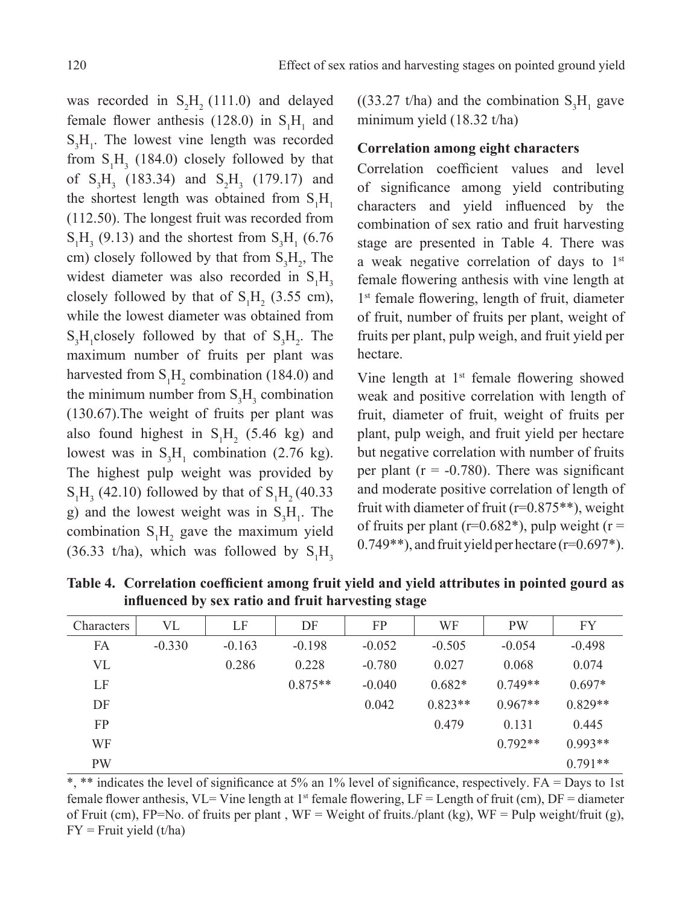was recorded in $S_2H_2$ (111.0) and delayed female flower anthesis (128.0) in $S_1H_1$ and $S_3H_1$. The lowest vine length was recorded from $S_1H_3$ (184.0) closely followed by that of $S_3H_3$ (183.34) and $S_2H_3$ (179.17) and the shortest length was obtained from $S_1H_1$ (112.50). The longest fruit was recorded from $S_1H_3$ (9.13) and the shortest from $S_3H_1$ (6.76 cm) closely followed by that from $S_3H_2$, The widest diameter was also recorded in $S_1H_3$ closely followed by that of $S_1H_2$ (3.55 cm), while the lowest diameter was obtained from $S_3H_1$closely followed by that of $S_3H_2$. The maximum number of fruits per plant was harvested from $S_1H_2$ combination (184.0) and the minimum number from $S_3H_3$ combination (130.67).The weight of fruits per plant was also found highest in $S_1H_2$ (5.46 kg) and lowest was in $S_3H_1$ combination (2.76 kg). The highest pulp weight was provided by $S_1H_3$ (42.10) followed by that of $S_1H_2$ (40.33 g) and the lowest weight was in $S_3H_1$. The combination $S_1H_2$ gave the maximum yield (36.33 t/ha), which was followed by $S_1H_3$ ((33.27 t/ha) and the combination $S_3H_1$ gave minimum yield (18.32 t/ha)

**Correlation among eight characters**

Correlation coefficient values and level of significance among yield contributing characters and yield influenced by the combination of sex ratio and fruit harvesting stage are presented in Table 4. There was a weak negative correlation of days to 1st female flowering anthesis with vine length at 1st female flowering, length of fruit, diameter of fruit, number of fruits per plant, weight of fruits per plant, pulp weigh, and fruit yield per hectare.

Vine length at 1st female flowering showed weak and positive correlation with length of fruit, diameter of fruit, weight of fruits per plant, pulp weigh, and fruit yield per hectare but negative correlation with number of fruits per plant (r = -0.780). There was significant and moderate positive correlation of length of fruit with diameter of fruit (r=0.875**), weight of fruits per plant (r=0.682*), pulp weight (r = 0.749**), and fruit yield per hectare (r=0.697*).

**Table 4. Correlation coefficient among fruit yield and yield attributes in pointed gourd as influenced by sex ratio and fruit harvesting stage**

| Characters | VL | LF | DF | FP | WF | PW | FY |
|---|---|---|---|---|---|---|---|
| FA | -0.330 | -0.163 | -0.198 | -0.052 | -0.505 | -0.054 | -0.498 |
| VL | | 0.286 | 0.228 | -0.780 | 0.027 | 0.068 | 0.074 |
| LF | | | 0.875** | -0.040 | 0.682* | 0.749** | 0.697* |
| DF | | | | 0.042 | 0.823** | 0.967** | 0.829** |
| FP | | | | | 0.479 | 0.131 | 0.445 |
| WF | | | | | | 0.792** | 0.993** |
| PW | | | | | | | 0.791** |

*, ** indicates the level of significance at 5% an 1% level of significance, respectively. FA = Days to 1st female flower anthesis, VL= Vine length at 1st female flowering, LF = Length of fruit (cm), DF = diameter of Fruit (cm), FP=No. of fruits per plant , WF = Weight of fruits./plant (kg), WF = Pulp weight/fruit (g), FY = Fruit yield (t/ha)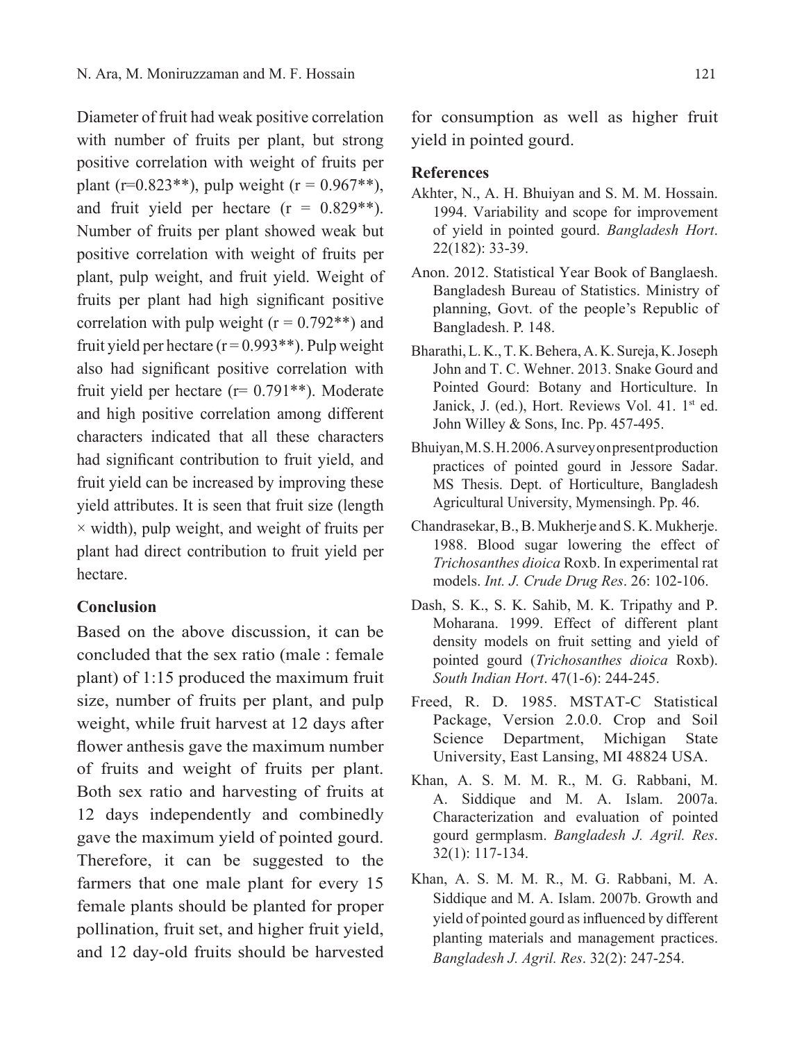Diameter of fruit had weak positive correlation with number of fruits per plant, but strong positive correlation with weight of fruits per plant (r=0.823**), pulp weight (r = 0.967**), and fruit yield per hectare (r = 0.829**). Number of fruits per plant showed weak but positive correlation with weight of fruits per plant, pulp weight, and fruit yield. Weight of fruits per plant had high significant positive correlation with pulp weight (r = 0.792**) and fruit yield per hectare (r = 0.993**). Pulp weight also had significant positive correlation with fruit yield per hectare (r= 0.791**). Moderate and high positive correlation among different characters indicated that all these characters had significant contribution to fruit yield, and fruit yield can be increased by improving these yield attributes. It is seen that fruit size (length × width), pulp weight, and weight of fruits per plant had direct contribution to fruit yield per hectare.

## Conclusion

Based on the above discussion, it can be concluded that the sex ratio (male : female plant) of 1:15 produced the maximum fruit size, number of fruits per plant, and pulp weight, while fruit harvest at 12 days after flower anthesis gave the maximum number of fruits and weight of fruits per plant. Both sex ratio and harvesting of fruits at 12 days independently and combinedly gave the maximum yield of pointed gourd. Therefore, it can be suggested to the farmers that one male plant for every 15 female plants should be planted for proper pollination, fruit set, and higher fruit yield, and 12 day-old fruits should be harvested for consumption as well as higher fruit yield in pointed gourd.

## References

Akhter, N., A. H. Bhuiyan and S. M. M. Hossain. 1994. Variability and scope for improvement of yield in pointed gourd. *Bangladesh Hort*. 22(182): 33-39.

Anon. 2012. Statistical Year Book of Banglaesh. Bangladesh Bureau of Statistics. Ministry of planning, Govt. of the people's Republic of Bangladesh. P. 148.

Bharathi, L. K., T. K. Behera, A. K. Sureja, K. Joseph John and T. C. Wehner. 2013. Snake Gourd and Pointed Gourd: Botany and Horticulture. In Janick, J. (ed.), Hort. Reviews Vol. 41. 1st ed. John Willey & Sons, Inc. Pp. 457-495.

Bhuiyan, M. S. H. 2006. A survey on present production practices of pointed gourd in Jessore Sadar. MS Thesis. Dept. of Horticulture, Bangladesh Agricultural University, Mymensingh. Pp. 46.

Chandrasekar, B., B. Mukherje and S. K. Mukherje. 1988. Blood sugar lowering the effect of *Trichosanthes dioica* Roxb. In experimental rat models. *Int. J. Crude Drug Res*. 26: 102-106.

Dash, S. K., S. K. Sahib, M. K. Tripathy and P. Moharana. 1999. Effect of different plant density models on fruit setting and yield of pointed gourd (*Trichosanthes dioica* Roxb). *South Indian Hort*. 47(1-6): 244-245.

Freed, R. D. 1985. MSTAT-C Statistical Package, Version 2.0.0. Crop and Soil Science Department, Michigan State University, East Lansing, MI 48824 USA.

Khan, A. S. M. M. R., M. G. Rabbani, M. A. Siddique and M. A. Islam. 2007a. Characterization and evaluation of pointed gourd germplasm. *Bangladesh J. Agril. Res*. 32(1): 117-134.

Khan, A. S. M. M. R., M. G. Rabbani, M. A. Siddique and M. A. Islam. 2007b. Growth and yield of pointed gourd as influenced by different planting materials and management practices. *Bangladesh J. Agril. Res*. 32(2): 247-254.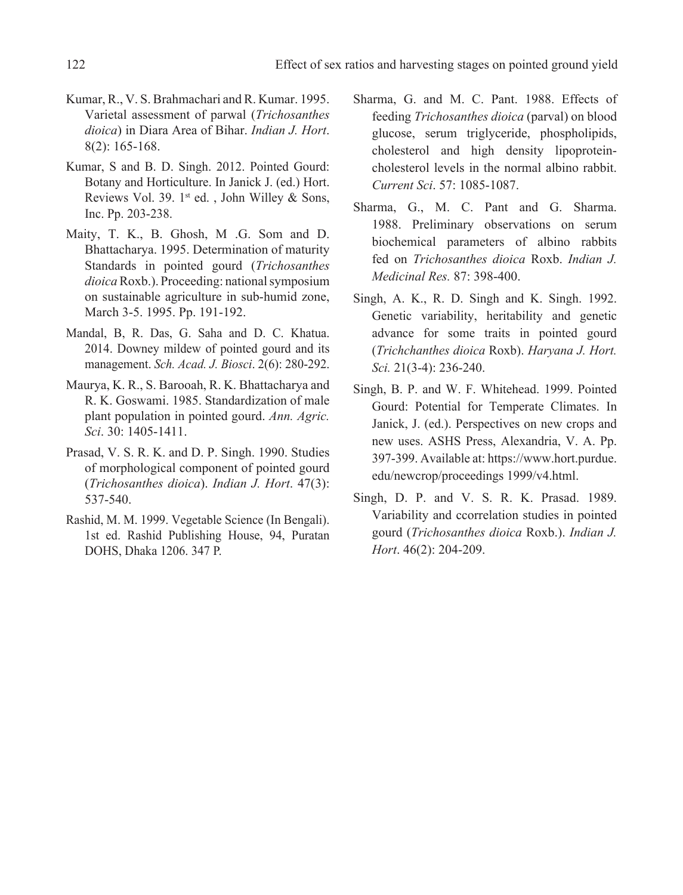Kumar, R., V. S. Brahmachari and R. Kumar. 1995. Varietal assessment of parwal (*Trichosanthes dioica*) in Diara Area of Bihar. *Indian J. Hort*. 8(2): 165-168.

Kumar, S and B. D. Singh. 2012. Pointed Gourd: Botany and Horticulture. In Janick J. (ed.) Hort. Reviews Vol. 39. 1st ed. , John Willey & Sons, Inc. Pp. 203-238.

Maity, T. K., B. Ghosh, M .G. Som and D. Bhattacharya. 1995. Determination of maturity Standards in pointed gourd (*Trichosanthes dioica* Roxb.). Proceeding: national symposium on sustainable agriculture in sub-humid zone, March 3-5. 1995. Pp. 191-192.

Mandal, B, R. Das, G. Saha and D. C. Khatua. 2014. Downey mildew of pointed gourd and its management. *Sch. Acad. J. Biosci*. 2(6): 280-292.

Maurya, K. R., S. Barooah, R. K. Bhattacharya and R. K. Goswami. 1985. Standardization of male plant population in pointed gourd. *Ann. Agric. Sci*. 30: 1405-1411.

Prasad, V. S. R. K. and D. P. Singh. 1990. Studies of morphological component of pointed gourd (*Trichosanthes dioica*). *Indian J. Hort*. 47(3): 537-540.

Rashid, M. M. 1999. Vegetable Science (In Bengali). 1st ed. Rashid Publishing House, 94, Puratan DOHS, Dhaka 1206. 347 P.

Sharma, G. and M. C. Pant. 1988. Effects of feeding *Trichosanthes dioica* (parval) on blood glucose, serum triglyceride, phospholipids, cholesterol and high density lipoprotein-cholesterol levels in the normal albino rabbit. *Current Sci*. 57: 1085-1087.

Sharma, G., M. C. Pant and G. Sharma. 1988. Preliminary observations on serum biochemical parameters of albino rabbits fed on *Trichosanthes dioica* Roxb. *Indian J. Medicinal Res.* 87: 398-400.

Singh, A. K., R. D. Singh and K. Singh. 1992. Genetic variability, heritability and genetic advance for some traits in pointed gourd (*Trichchanthes dioica* Roxb). *Haryana J. Hort. Sci.* 21(3-4): 236-240.

Singh, B. P. and W. F. Whitehead. 1999. Pointed Gourd: Potential for Temperate Climates. In Janick, J. (ed.). Perspectives on new crops and new uses. ASHS Press, Alexandria, V. A. Pp. 397-399. Available at: https://www.hort.purdue.edu/newcrop/proceedings 1999/v4.html.

Singh, D. P. and V. S. R. K. Prasad. 1989. Variability and ccorrelation studies in pointed gourd (*Trichosanthes dioica* Roxb.). *Indian J. Hort*. 46(2): 204-209.